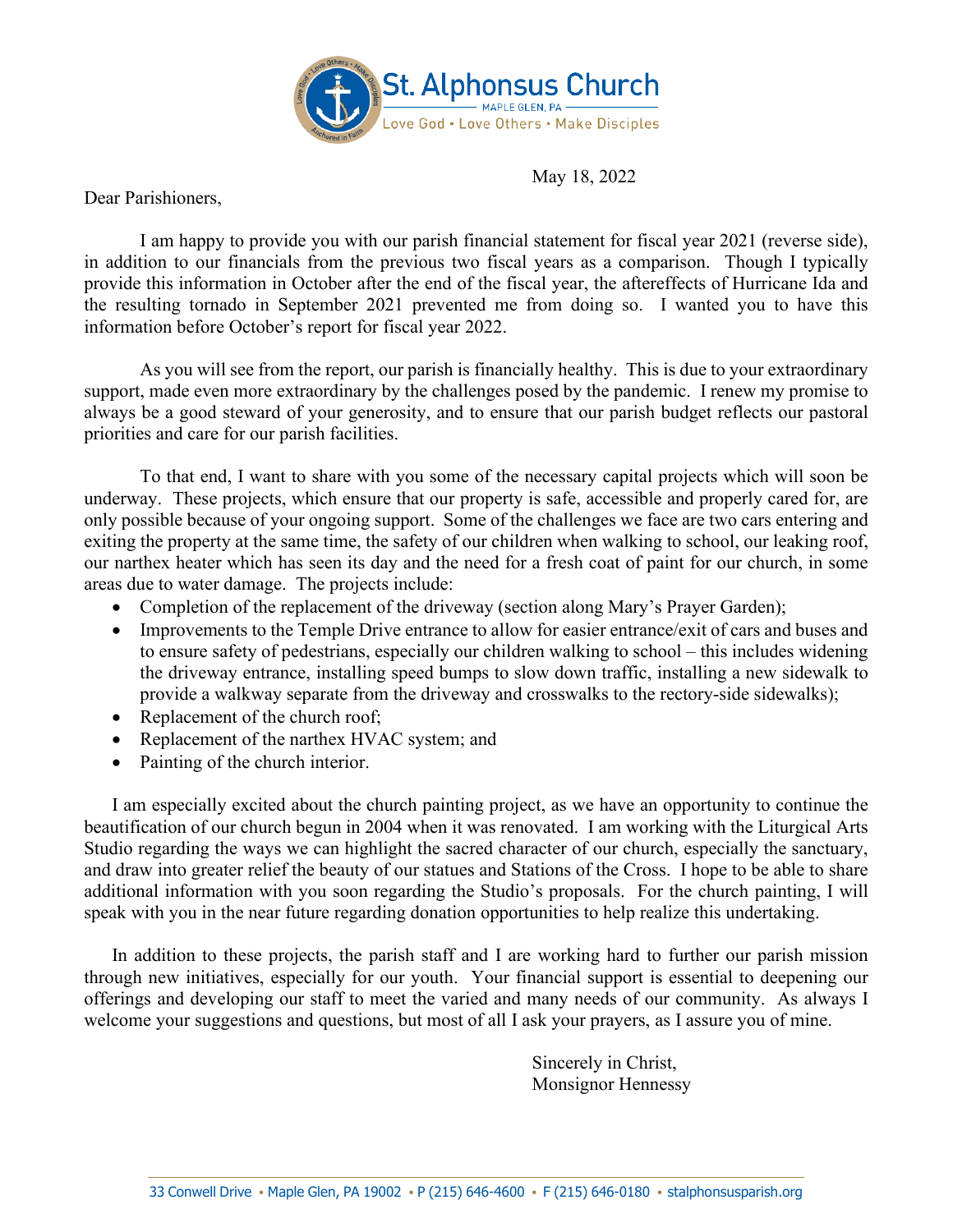# St. Alphonsus Church

MAPLE GLEN, PA

Love God • Love Others • Make Disciples

May 18, 2022

Dear Parishioners,

I am happy to provide you with our parish financial statement for fiscal year 2021 (reverse side), in addition to our financials from the previous two fiscal years as a comparison. Though I typically provide this information in October after the end of the fiscal year, the aftereffects of Hurricane Ida and the resulting tornado in September 2021 prevented me from doing so. I wanted you to have this information before October's report for fiscal year 2022.

As you will see from the report, our parish is financially healthy. This is due to your extraordinary support, made even more extraordinary by the challenges posed by the pandemic. I renew my promise to always be a good steward of your generosity, and to ensure that our parish budget reflects our pastoral priorities and care for our parish facilities.

To that end, I want to share with you some of the necessary capital projects which will soon be underway. These projects, which ensure that our property is safe, accessible and properly cared for, are only possible because of your ongoing support. Some of the challenges we face are two cars entering and exiting the property at the same time, the safety of our children when walking to school, our leaking roof, our narthex heater which has seen its day and the need for a fresh coat of paint for our church, in some areas due to water damage. The projects include:

- Completion of the replacement of the driveway (section along Mary's Prayer Garden);
- Improvements to the Temple Drive entrance to allow for easier entrance/exit of cars and buses and to ensure safety of pedestrians, especially our children walking to school – this includes widening the driveway entrance, installing speed bumps to slow down traffic, installing a new sidewalk to provide a walkway separate from the driveway and crosswalks to the rectory-side sidewalks);
- Replacement of the church roof;
- Replacement of the narthex HVAC system; and
- Painting of the church interior.

I am especially excited about the church painting project, as we have an opportunity to continue the beautification of our church begun in 2004 when it was renovated. I am working with the Liturgical Arts Studio regarding the ways we can highlight the sacred character of our church, especially the sanctuary, and draw into greater relief the beauty of our statues and Stations of the Cross. I hope to be able to share additional information with you soon regarding the Studio's proposals. For the church painting, I will speak with you in the near future regarding donation opportunities to help realize this undertaking.

In addition to these projects, the parish staff and I are working hard to further our parish mission through new initiatives, especially for our youth. Your financial support is essential to deepening our offerings and developing our staff to meet the varied and many needs of our community. As always I welcome your suggestions and questions, but most of all I ask your prayers, as I assure you of mine.

Sincerely in Christ,
Monsignor Hennessy

33 Conwell Drive • Maple Glen, PA 19002 • P (215) 646-4600 • F (215) 646-0180 • stalphonsusparish.org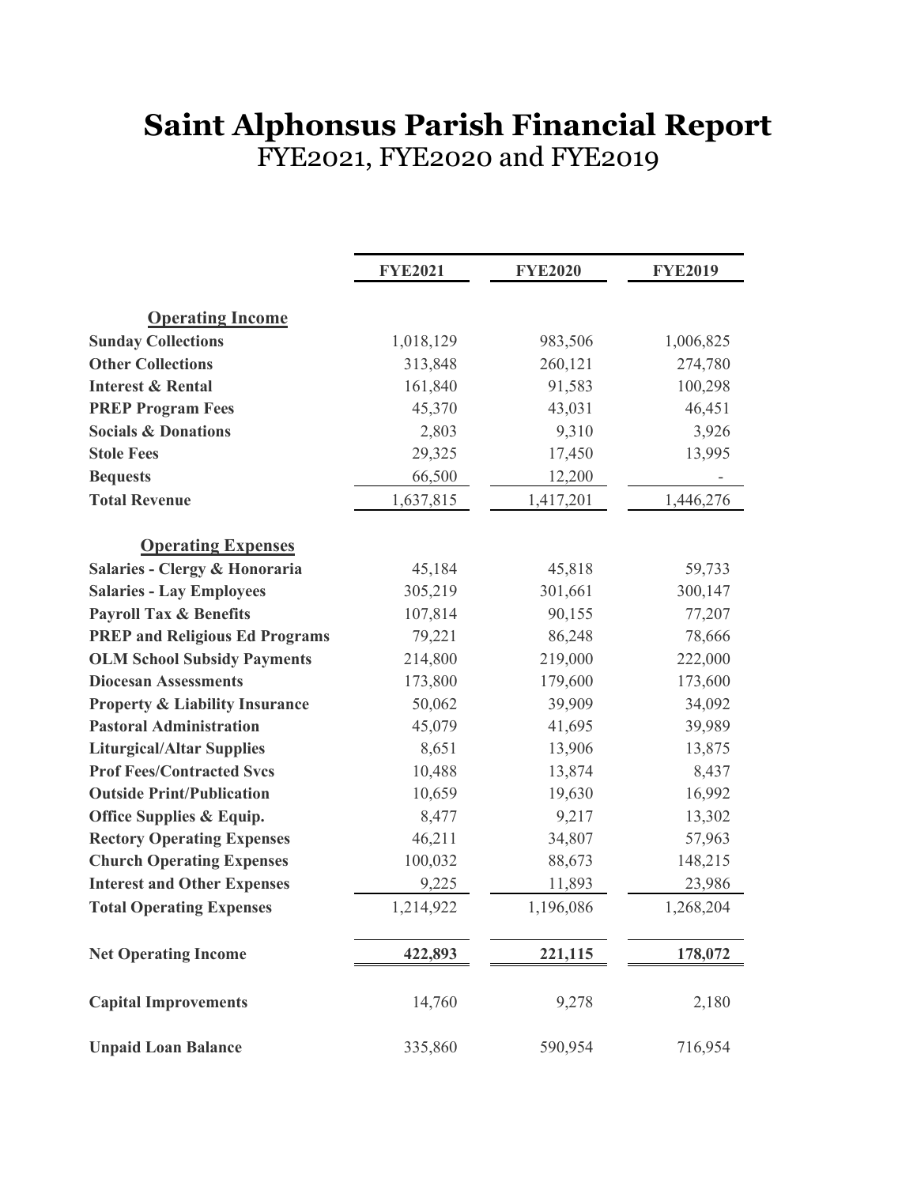# Saint Alphonsus Parish Financial Report

## FYE2021, FYE2020 and FYE2019

| | FYE2021 | FYE2020 | FYE2019 |
|---|---|---|---|
| **Operating Income** | | | |
| **Sunday Collections** | 1,018,129 | 983,506 | 1,006,825 |
| **Other Collections** | 313,848 | 260,121 | 274,780 |
| **Interest & Rental** | 161,840 | 91,583 | 100,298 |
| **PREP Program Fees** | 45,370 | 43,031 | 46,451 |
| **Socials & Donations** | 2,803 | 9,310 | 3,926 |
| **Stole Fees** | 29,325 | 17,450 | 13,995 |
| **Bequests** | 66,500 | 12,200 | - |
| **Total Revenue** | 1,637,815 | 1,417,201 | 1,446,276 |
| **Operating Expenses** | | | |
| **Salaries - Clergy & Honoraria** | 45,184 | 45,818 | 59,733 |
| **Salaries - Lay Employees** | 305,219 | 301,661 | 300,147 |
| **Payroll Tax & Benefits** | 107,814 | 90,155 | 77,207 |
| **PREP and Religious Ed Programs** | 79,221 | 86,248 | 78,666 |
| **OLM School Subsidy Payments** | 214,800 | 219,000 | 222,000 |
| **Diocesan Assessments** | 173,800 | 179,600 | 173,600 |
| **Property & Liability Insurance** | 50,062 | 39,909 | 34,092 |
| **Pastoral Administration** | 45,079 | 41,695 | 39,989 |
| **Liturgical/Altar Supplies** | 8,651 | 13,906 | 13,875 |
| **Prof Fees/Contracted Svcs** | 10,488 | 13,874 | 8,437 |
| **Outside Print/Publication** | 10,659 | 19,630 | 16,992 |
| **Office Supplies & Equip.** | 8,477 | 9,217 | 13,302 |
| **Rectory Operating Expenses** | 46,211 | 34,807 | 57,963 |
| **Church Operating Expenses** | 100,032 | 88,673 | 148,215 |
| **Interest and Other Expenses** | 9,225 | 11,893 | 23,986 |
| **Total Operating Expenses** | 1,214,922 | 1,196,086 | 1,268,204 |
| **Net Operating Income** | **422,893** | **221,115** | **178,072** |
| **Capital Improvements** | 14,760 | 9,278 | 2,180 |
| **Unpaid Loan Balance** | 335,860 | 590,954 | 716,954 |